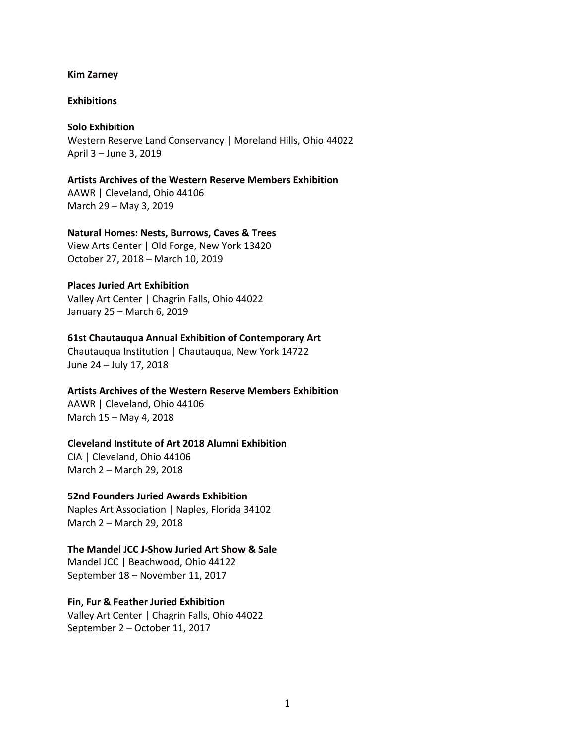**Kim Zarney**

**Exhibitions**

**Solo Exhibition**
Western Reserve Land Conservancy | Moreland Hills, Ohio 44022
April 3 – June 3, 2019

**Artists Archives of the Western Reserve Members Exhibition**
AAWR | Cleveland, Ohio 44106
March 29 – May 3, 2019

**Natural Homes: Nests, Burrows, Caves & Trees**
View Arts Center | Old Forge, New York 13420
October 27, 2018 – March 10, 2019

**Places Juried Art Exhibition**
Valley Art Center | Chagrin Falls, Ohio 44022
January 25 – March 6, 2019

**61st Chautauqua Annual Exhibition of Contemporary Art**
Chautauqua Institution | Chautauqua, New York 14722
June 24 – July 17, 2018

**Artists Archives of the Western Reserve Members Exhibition**
AAWR | Cleveland, Ohio 44106
March 15 – May 4, 2018

**Cleveland Institute of Art 2018 Alumni Exhibition**
CIA | Cleveland, Ohio 44106
March 2 – March 29, 2018

**52nd Founders Juried Awards Exhibition**
Naples Art Association | Naples, Florida 34102
March 2 – March 29, 2018

**The Mandel JCC J-Show Juried Art Show & Sale**
Mandel JCC | Beachwood, Ohio 44122
September 18 – November 11, 2017

**Fin, Fur & Feather Juried Exhibition**
Valley Art Center | Chagrin Falls, Ohio 44022
September 2 – October 11, 2017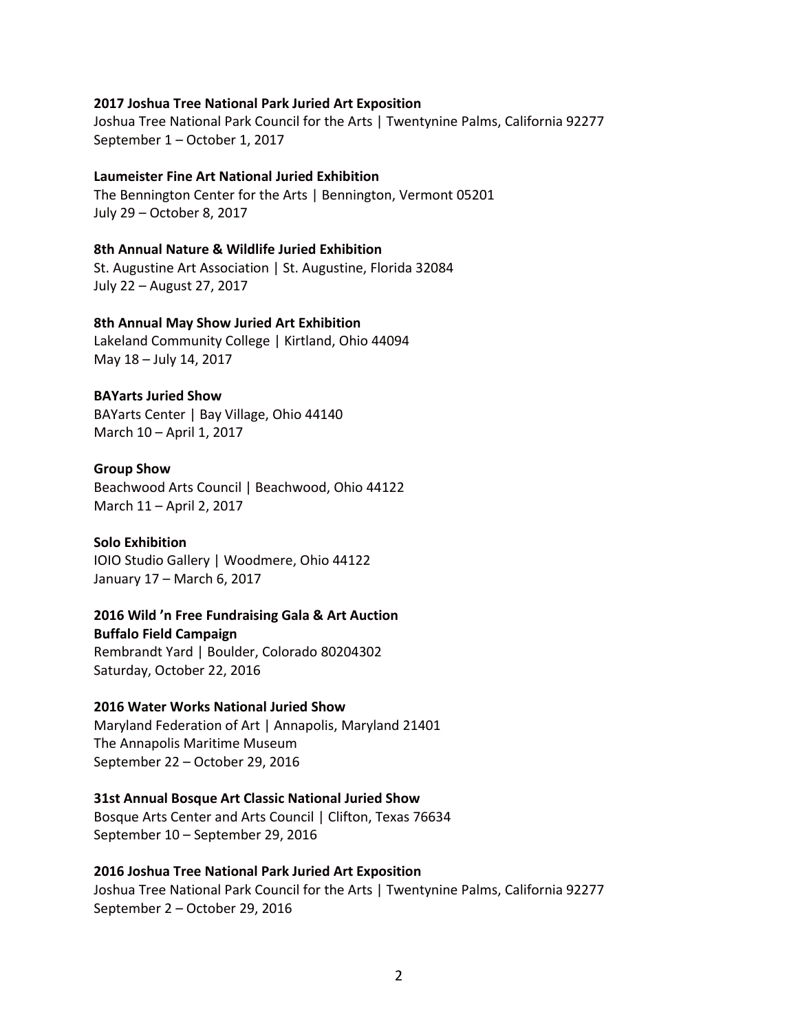**2017 Joshua Tree National Park Juried Art Exposition**
Joshua Tree National Park Council for the Arts | Twentynine Palms, California 92277
September 1 – October 1, 2017

**Laumeister Fine Art National Juried Exhibition**
The Bennington Center for the Arts | Bennington, Vermont 05201
July 29 – October 8, 2017

**8th Annual Nature & Wildlife Juried Exhibition**
St. Augustine Art Association | St. Augustine, Florida 32084
July 22 – August 27, 2017

**8th Annual May Show Juried Art Exhibition**
Lakeland Community College | Kirtland, Ohio 44094
May 18 – July 14, 2017

**BAYarts Juried Show**
BAYarts Center | Bay Village, Ohio 44140
March 10 – April 1, 2017

**Group Show**
Beachwood Arts Council | Beachwood, Ohio 44122
March 11 – April 2, 2017

**Solo Exhibition**
IOIO Studio Gallery | Woodmere, Ohio 44122
January 17 – March 6, 2017

**2016 Wild 'n Free Fundraising Gala & Art Auction**
**Buffalo Field Campaign**
Rembrandt Yard | Boulder, Colorado 80204302
Saturday, October 22, 2016

**2016 Water Works National Juried Show**
Maryland Federation of Art | Annapolis, Maryland 21401
The Annapolis Maritime Museum
September 22 – October 29, 2016

**31st Annual Bosque Art Classic National Juried Show**
Bosque Arts Center and Arts Council | Clifton, Texas 76634
September 10 – September 29, 2016

**2016 Joshua Tree National Park Juried Art Exposition**
Joshua Tree National Park Council for the Arts | Twentynine Palms, California 92277
September 2 – October 29, 2016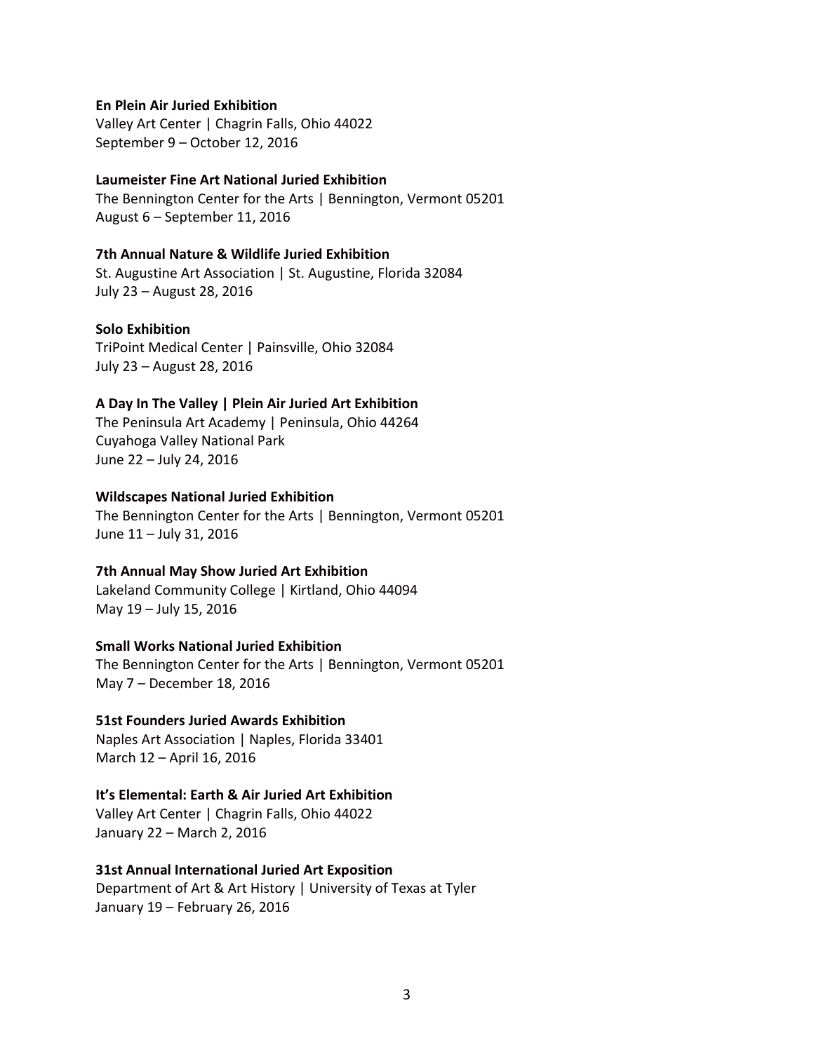**En Plein Air Juried Exhibition**
Valley Art Center | Chagrin Falls, Ohio 44022
September 9 – October 12, 2016

**Laumeister Fine Art National Juried Exhibition**
The Bennington Center for the Arts | Bennington, Vermont 05201
August 6 – September 11, 2016

**7th Annual Nature & Wildlife Juried Exhibition**
St. Augustine Art Association | St. Augustine, Florida 32084
July 23 – August 28, 2016

**Solo Exhibition**
TriPoint Medical Center | Painsville, Ohio 32084
July 23 – August 28, 2016

**A Day In The Valley | Plein Air Juried Art Exhibition**
The Peninsula Art Academy | Peninsula, Ohio 44264
Cuyahoga Valley National Park
June 22 – July 24, 2016

**Wildscapes National Juried Exhibition**
The Bennington Center for the Arts | Bennington, Vermont 05201
June 11 – July 31, 2016

**7th Annual May Show Juried Art Exhibition**
Lakeland Community College | Kirtland, Ohio 44094
May 19 – July 15, 2016

**Small Works National Juried Exhibition**
The Bennington Center for the Arts | Bennington, Vermont 05201
May 7 – December 18, 2016

**51st Founders Juried Awards Exhibition**
Naples Art Association | Naples, Florida 33401
March 12 – April 16, 2016

**It's Elemental: Earth & Air Juried Art Exhibition**
Valley Art Center | Chagrin Falls, Ohio 44022
January 22 – March 2, 2016

**31st Annual International Juried Art Exposition**
Department of Art & Art History | University of Texas at Tyler
January 19 – February 26, 2016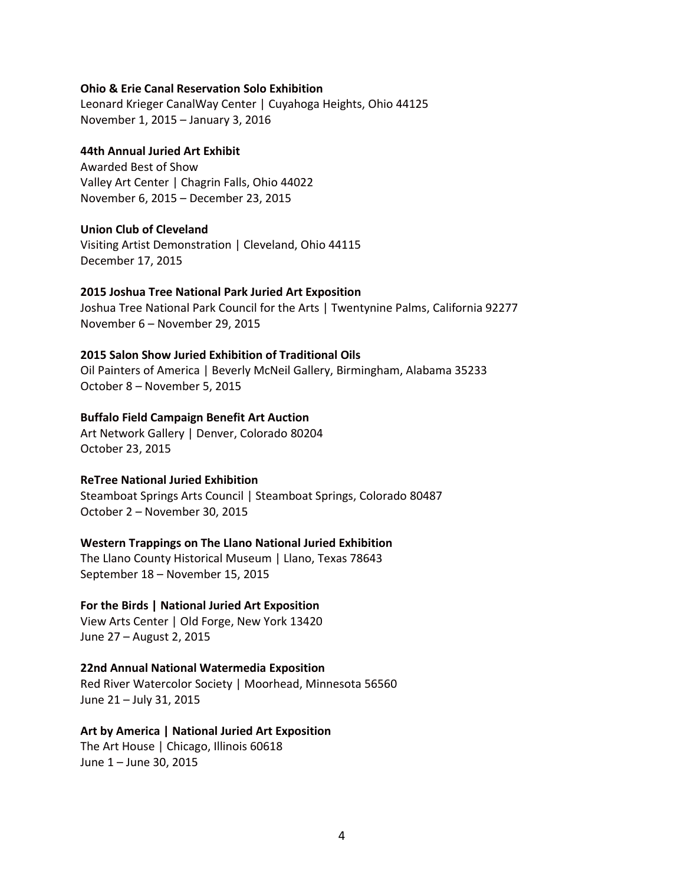**Ohio & Erie Canal Reservation Solo Exhibition**
Leonard Krieger CanalWay Center | Cuyahoga Heights, Ohio 44125
November 1, 2015 – January 3, 2016

**44th Annual Juried Art Exhibit**
Awarded Best of Show
Valley Art Center | Chagrin Falls, Ohio 44022
November 6, 2015 – December 23, 2015

**Union Club of Cleveland**
Visiting Artist Demonstration | Cleveland, Ohio 44115
December 17, 2015

**2015 Joshua Tree National Park Juried Art Exposition**
Joshua Tree National Park Council for the Arts | Twentynine Palms, California 92277
November 6 – November 29, 2015

**2015 Salon Show Juried Exhibition of Traditional Oils**
Oil Painters of America | Beverly McNeil Gallery, Birmingham, Alabama 35233
October 8 – November 5, 2015

**Buffalo Field Campaign Benefit Art Auction**
Art Network Gallery | Denver, Colorado 80204
October 23, 2015

**ReTree National Juried Exhibition**
Steamboat Springs Arts Council | Steamboat Springs, Colorado 80487
October 2 – November 30, 2015

**Western Trappings on The Llano National Juried Exhibition**
The Llano County Historical Museum | Llano, Texas 78643
September 18 – November 15, 2015

**For the Birds | National Juried Art Exposition**
View Arts Center | Old Forge, New York 13420
June 27 – August 2, 2015

**22nd Annual National Watermedia Exposition**
Red River Watercolor Society | Moorhead, Minnesota 56560
June 21 – July 31, 2015

**Art by America | National Juried Art Exposition**
The Art House | Chicago, Illinois 60618
June 1 – June 30, 2015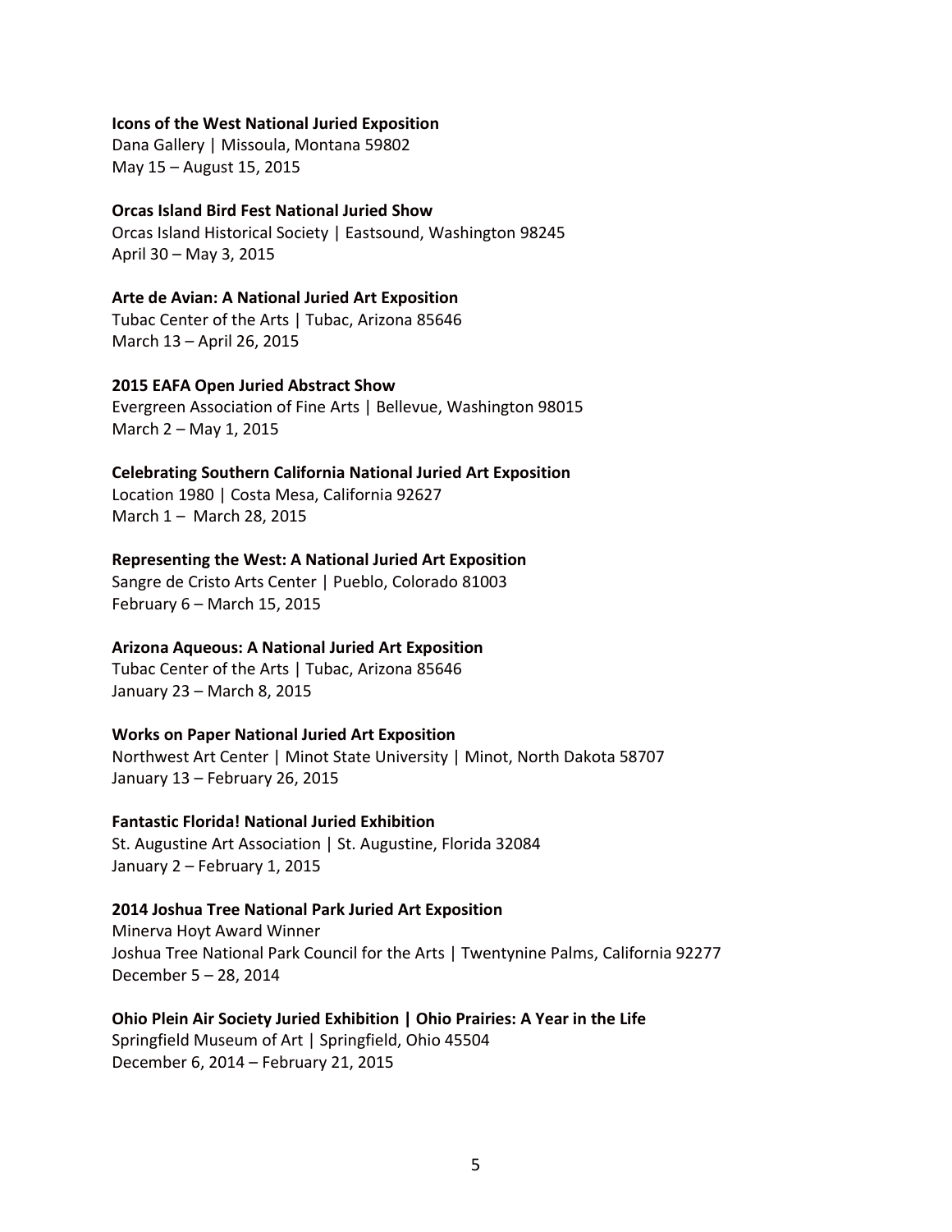**Icons of the West National Juried Exposition**
Dana Gallery | Missoula, Montana 59802
May 15 – August 15, 2015

**Orcas Island Bird Fest National Juried Show**
Orcas Island Historical Society | Eastsound, Washington 98245
April 30 – May 3, 2015

**Arte de Avian: A National Juried Art Exposition**
Tubac Center of the Arts | Tubac, Arizona 85646
March 13 – April 26, 2015

**2015 EAFA Open Juried Abstract Show**
Evergreen Association of Fine Arts | Bellevue, Washington 98015
March 2 – May 1, 2015

**Celebrating Southern California National Juried Art Exposition**
Location 1980 | Costa Mesa, California 92627
March 1 – March 28, 2015

**Representing the West: A National Juried Art Exposition**
Sangre de Cristo Arts Center | Pueblo, Colorado 81003
February 6 – March 15, 2015

**Arizona Aqueous: A National Juried Art Exposition**
Tubac Center of the Arts | Tubac, Arizona 85646
January 23 – March 8, 2015

**Works on Paper National Juried Art Exposition**
Northwest Art Center | Minot State University | Minot, North Dakota 58707
January 13 – February 26, 2015

**Fantastic Florida! National Juried Exhibition**
St. Augustine Art Association | St. Augustine, Florida 32084
January 2 – February 1, 2015

**2014 Joshua Tree National Park Juried Art Exposition**
Minerva Hoyt Award Winner
Joshua Tree National Park Council for the Arts | Twentynine Palms, California 92277
December 5 – 28, 2014

**Ohio Plein Air Society Juried Exhibition | Ohio Prairies: A Year in the Life**
Springfield Museum of Art | Springfield, Ohio 45504
December 6, 2014 – February 21, 2015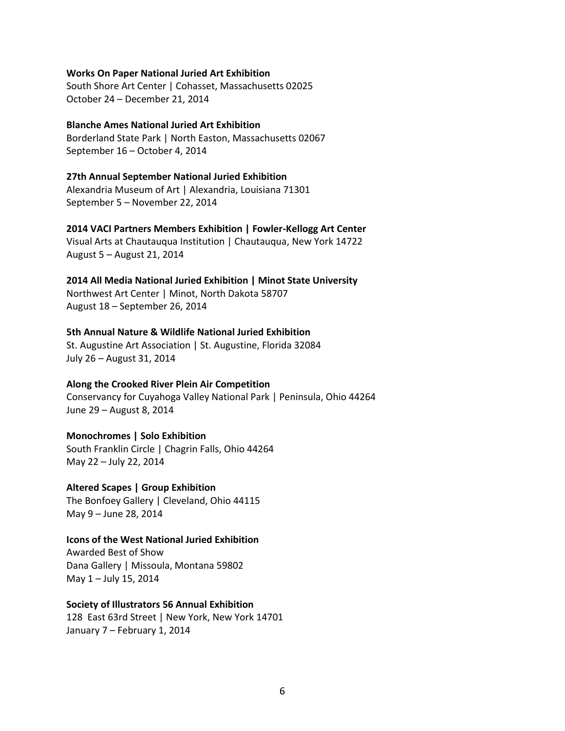**Works On Paper National Juried Art Exhibition**
South Shore Art Center | Cohasset, Massachusetts 02025
October 24 – December 21, 2014

**Blanche Ames National Juried Art Exhibition**
Borderland State Park | North Easton, Massachusetts 02067
September 16 – October 4, 2014

**27th Annual September National Juried Exhibition**
Alexandria Museum of Art | Alexandria, Louisiana 71301
September 5 – November 22, 2014

**2014 VACI Partners Members Exhibition | Fowler-Kellogg Art Center**
Visual Arts at Chautauqua Institution | Chautauqua, New York 14722
August 5 – August 21, 2014

**2014 All Media National Juried Exhibition | Minot State University**
Northwest Art Center | Minot, North Dakota 58707
August 18 – September 26, 2014

**5th Annual Nature & Wildlife National Juried Exhibition**
St. Augustine Art Association | St. Augustine, Florida 32084
July 26 – August 31, 2014

**Along the Crooked River Plein Air Competition**
Conservancy for Cuyahoga Valley National Park | Peninsula, Ohio 44264
June 29 – August 8, 2014

**Monochromes | Solo Exhibition**
South Franklin Circle | Chagrin Falls, Ohio 44264
May 22 – July 22, 2014

**Altered Scapes | Group Exhibition**
The Bonfoey Gallery | Cleveland, Ohio 44115
May 9 – June 28, 2014

**Icons of the West National Juried Exhibition**
Awarded Best of Show
Dana Gallery | Missoula, Montana 59802
May 1 – July 15, 2014

**Society of Illustrators 56 Annual Exhibition**
128 East 63rd Street | New York, New York 14701
January 7 – February 1, 2014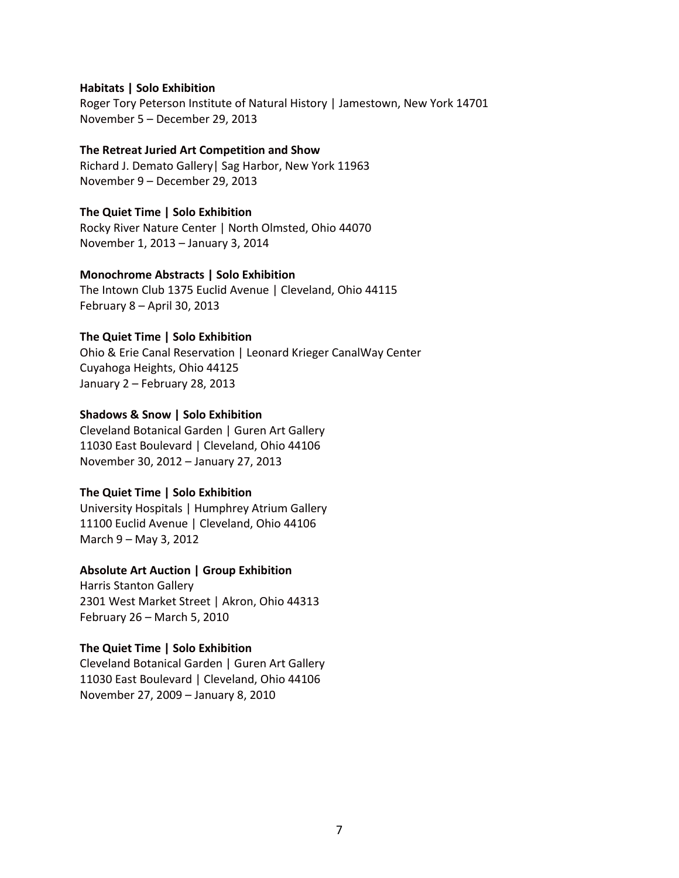**Habitats | Solo Exhibition**
Roger Tory Peterson Institute of Natural History | Jamestown, New York 14701
November 5 – December 29, 2013

**The Retreat Juried Art Competition and Show**
Richard J. Demato Gallery| Sag Harbor, New York 11963
November 9 – December 29, 2013

**The Quiet Time | Solo Exhibition**
Rocky River Nature Center | North Olmsted, Ohio 44070
November 1, 2013 – January 3, 2014

**Monochrome Abstracts | Solo Exhibition**
The Intown Club 1375 Euclid Avenue | Cleveland, Ohio 44115
February 8 – April 30, 2013

**The Quiet Time | Solo Exhibition**
Ohio & Erie Canal Reservation | Leonard Krieger CanalWay Center
Cuyahoga Heights, Ohio 44125
January 2 – February 28, 2013

**Shadows & Snow | Solo Exhibition**
Cleveland Botanical Garden | Guren Art Gallery
11030 East Boulevard | Cleveland, Ohio 44106
November 30, 2012 – January 27, 2013

**The Quiet Time | Solo Exhibition**
University Hospitals | Humphrey Atrium Gallery
11100 Euclid Avenue | Cleveland, Ohio 44106
March 9 – May 3, 2012

**Absolute Art Auction | Group Exhibition**
Harris Stanton Gallery
2301 West Market Street | Akron, Ohio 44313
February 26 – March 5, 2010

**The Quiet Time | Solo Exhibition**
Cleveland Botanical Garden | Guren Art Gallery
11030 East Boulevard | Cleveland, Ohio 44106
November 27, 2009 – January 8, 2010